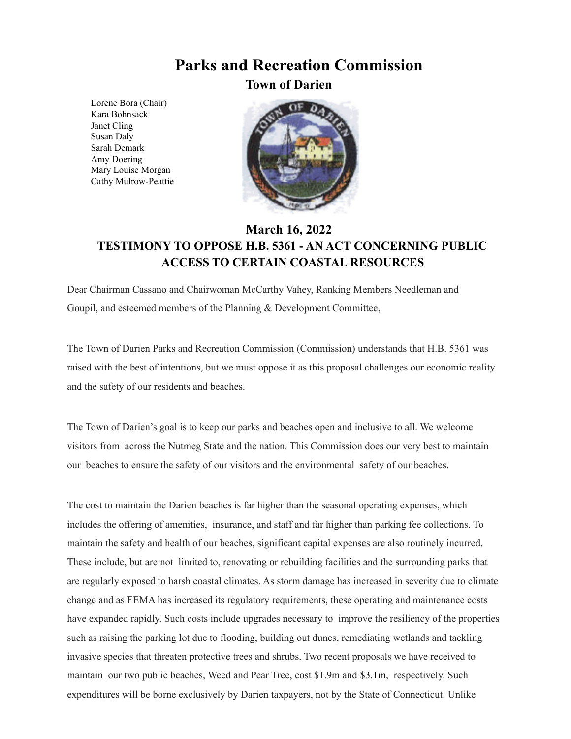# Parks and Recreation Commission

## Town of Darien

Lorene Bora (Chair)
Kara Bohnsack
Janet Cling
Susan Daly
Sarah Demark
Amy Doering
Mary Louise Morgan
Cathy Mulrow-Peattie

## March 16, 2022

## TESTIMONY TO OPPOSE H.B. 5361 - AN ACT CONCERNING PUBLIC ACCESS TO CERTAIN COASTAL RESOURCES

Dear Chairman Cassano and Chairwoman McCarthy Vahey, Ranking Members Needleman and Goupil, and esteemed members of the Planning & Development Committee,

The Town of Darien Parks and Recreation Commission (Commission) understands that H.B. 5361 was raised with the best of intentions, but we must oppose it as this proposal challenges our economic reality and the safety of our residents and beaches.

The Town of Darien's goal is to keep our parks and beaches open and inclusive to all. We welcome visitors from across the Nutmeg State and the nation. This Commission does our very best to maintain our beaches to ensure the safety of our visitors and the environmental safety of our beaches.

The cost to maintain the Darien beaches is far higher than the seasonal operating expenses, which includes the offering of amenities, insurance, and staff and far higher than parking fee collections. To maintain the safety and health of our beaches, significant capital expenses are also routinely incurred. These include, but are not limited to, renovating or rebuilding facilities and the surrounding parks that are regularly exposed to harsh coastal climates. As storm damage has increased in severity due to climate change and as FEMA has increased its regulatory requirements, these operating and maintenance costs have expanded rapidly. Such costs include upgrades necessary to improve the resiliency of the properties such as raising the parking lot due to flooding, building out dunes, remediating wetlands and tackling invasive species that threaten protective trees and shrubs. Two recent proposals we have received to maintain our two public beaches, Weed and Pear Tree, cost $1.9m and $3.1m, respectively. Such expenditures will be borne exclusively by Darien taxpayers, not by the State of Connecticut. Unlike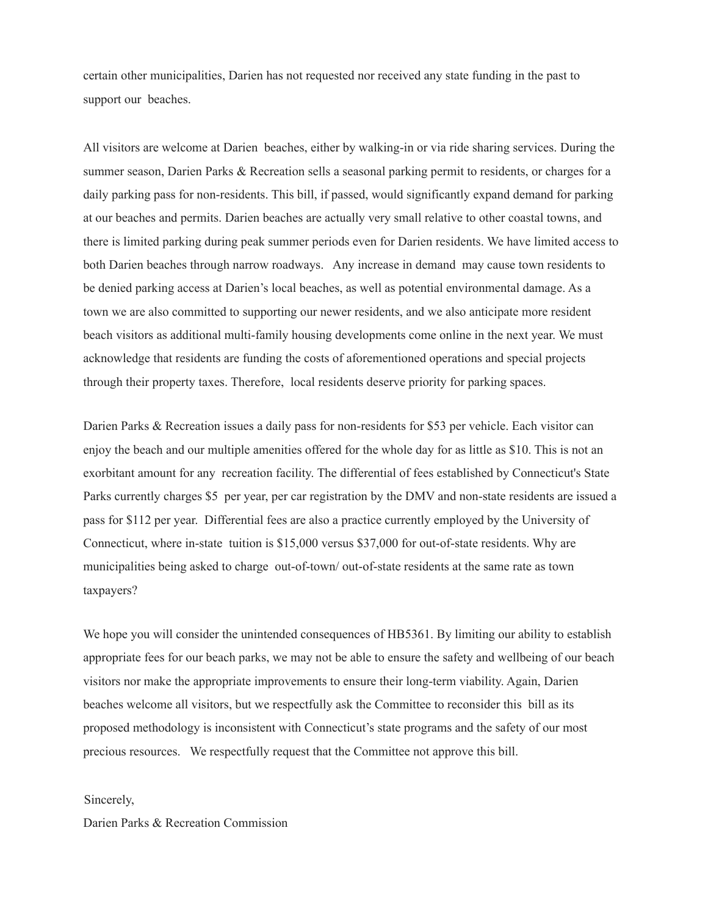certain other municipalities, Darien has not requested nor received any state funding in the past to support our beaches.

All visitors are welcome at Darien beaches, either by walking-in or via ride sharing services. During the summer season, Darien Parks & Recreation sells a seasonal parking permit to residents, or charges for a daily parking pass for non-residents. This bill, if passed, would significantly expand demand for parking at our beaches and permits. Darien beaches are actually very small relative to other coastal towns, and there is limited parking during peak summer periods even for Darien residents. We have limited access to both Darien beaches through narrow roadways. Any increase in demand may cause town residents to be denied parking access at Darien's local beaches, as well as potential environmental damage. As a town we are also committed to supporting our newer residents, and we also anticipate more resident beach visitors as additional multi-family housing developments come online in the next year. We must acknowledge that residents are funding the costs of aforementioned operations and special projects through their property taxes. Therefore, local residents deserve priority for parking spaces.

Darien Parks & Recreation issues a daily pass for non-residents for $53 per vehicle. Each visitor can enjoy the beach and our multiple amenities offered for the whole day for as little as $10. This is not an exorbitant amount for any recreation facility. The differential of fees established by Connecticut's State Parks currently charges $5 per year, per car registration by the DMV and non-state residents are issued a pass for $112 per year. Differential fees are also a practice currently employed by the University of Connecticut, where in-state tuition is $15,000 versus $37,000 for out-of-state residents. Why are municipalities being asked to charge out-of-town/ out-of-state residents at the same rate as town taxpayers?

We hope you will consider the unintended consequences of HB5361. By limiting our ability to establish appropriate fees for our beach parks, we may not be able to ensure the safety and wellbeing of our beach visitors nor make the appropriate improvements to ensure their long-term viability. Again, Darien beaches welcome all visitors, but we respectfully ask the Committee to reconsider this bill as its proposed methodology is inconsistent with Connecticut's state programs and the safety of our most precious resources. We respectfully request that the Committee not approve this bill.

Sincerely,

Darien Parks & Recreation Commission